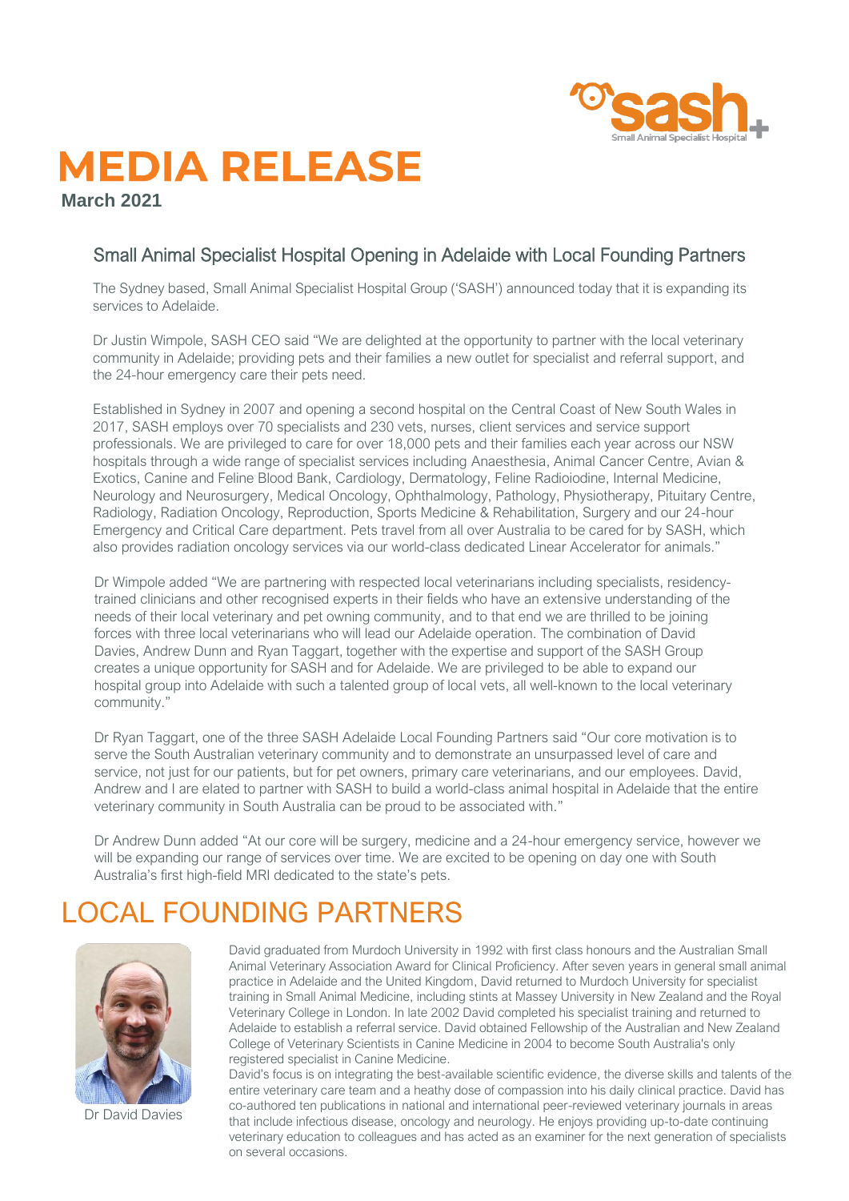# MEDIA RELEASE

**March 2021**

## Small Animal Specialist Hospital Opening in Adelaide with Local Founding Partners

The Sydney based, Small Animal Specialist Hospital Group ('SASH') announced today that it is expanding its services to Adelaide.

Dr Justin Wimpole, SASH CEO said "We are delighted at the opportunity to partner with the local veterinary community in Adelaide; providing pets and their families a new outlet for specialist and referral support, and the 24-hour emergency care their pets need.

Established in Sydney in 2007 and opening a second hospital on the Central Coast of New South Wales in 2017, SASH employs over 70 specialists and 230 vets, nurses, client services and service support professionals. We are privileged to care for over 18,000 pets and their families each year across our NSW hospitals through a wide range of specialist services including Anaesthesia, Animal Cancer Centre, Avian & Exotics, Canine and Feline Blood Bank, Cardiology, Dermatology, Feline Radioiodine, Internal Medicine, Neurology and Neurosurgery, Medical Oncology, Ophthalmology, Pathology, Physiotherapy, Pituitary Centre, Radiology, Radiation Oncology, Reproduction, Sports Medicine & Rehabilitation, Surgery and our 24-hour Emergency and Critical Care department. Pets travel from all over Australia to be cared for by SASH, which also provides radiation oncology services via our world-class dedicated Linear Accelerator for animals."

Dr Wimpole added "We are partnering with respected local veterinarians including specialists, residency-trained clinicians and other recognised experts in their fields who have an extensive understanding of the needs of their local veterinary and pet owning community, and to that end we are thrilled to be joining forces with three local veterinarians who will lead our Adelaide operation. The combination of David Davies, Andrew Dunn and Ryan Taggart, together with the expertise and support of the SASH Group creates a unique opportunity for SASH and for Adelaide. We are privileged to be able to expand our hospital group into Adelaide with such a talented group of local vets, all well-known to the local veterinary community."

Dr Ryan Taggart, one of the three SASH Adelaide Local Founding Partners said "Our core motivation is to serve the South Australian veterinary community and to demonstrate an unsurpassed level of care and service, not just for our patients, but for pet owners, primary care veterinarians, and our employees. David, Andrew and I are elated to partner with SASH to build a world-class animal hospital in Adelaide that the entire veterinary community in South Australia can be proud to be associated with."

Dr Andrew Dunn added "At our core will be surgery, medicine and a 24-hour emergency service, however we will be expanding our range of services over time. We are excited to be opening on day one with South Australia's first high-field MRI dedicated to the state's pets.

# LOCAL FOUNDING PARTNERS

Dr David Davies

David graduated from Murdoch University in 1992 with first class honours and the Australian Small Animal Veterinary Association Award for Clinical Proficiency. After seven years in general small animal practice in Adelaide and the United Kingdom, David returned to Murdoch University for specialist training in Small Animal Medicine, including stints at Massey University in New Zealand and the Royal Veterinary College in London. In late 2002 David completed his specialist training and returned to Adelaide to establish a referral service. David obtained Fellowship of the Australian and New Zealand College of Veterinary Scientists in Canine Medicine in 2004 to become South Australia's only registered specialist in Canine Medicine.

David's focus is on integrating the best-available scientific evidence, the diverse skills and talents of the entire veterinary care team and a heathy dose of compassion into his daily clinical practice. David has co-authored ten publications in national and international peer-reviewed veterinary journals in areas that include infectious disease, oncology and neurology. He enjoys providing up-to-date continuing veterinary education to colleagues and has acted as an examiner for the next generation of specialists on several occasions.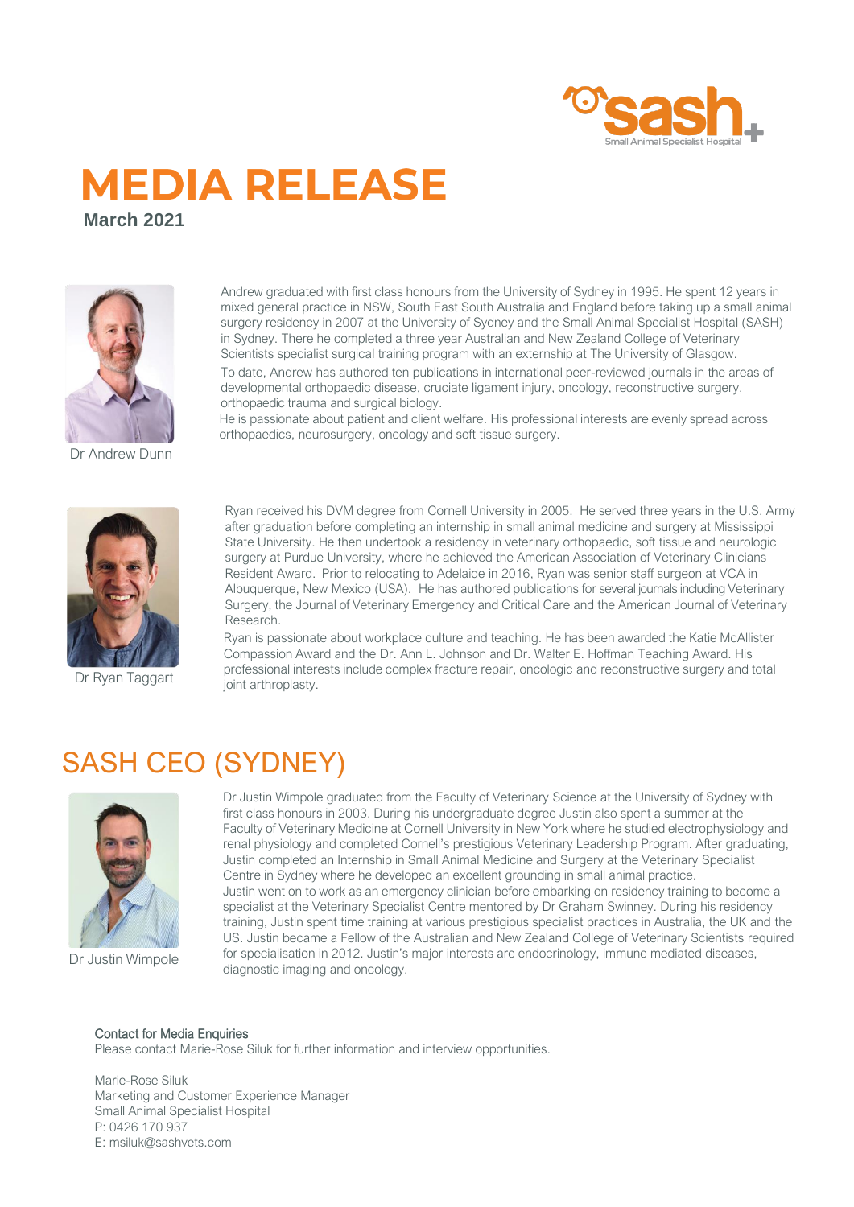# MEDIA RELEASE

**March 2021**

Dr Andrew Dunn

Andrew graduated with first class honours from the University of Sydney in 1995. He spent 12 years in mixed general practice in NSW, South East South Australia and England before taking up a small animal surgery residency in 2007 at the University of Sydney and the Small Animal Specialist Hospital (SASH) in Sydney. There he completed a three year Australian and New Zealand College of Veterinary Scientists specialist surgical training program with an externship at The University of Glasgow.

To date, Andrew has authored ten publications in international peer-reviewed journals in the areas of developmental orthopaedic disease, cruciate ligament injury, oncology, reconstructive surgery, orthopaedic trauma and surgical biology.

He is passionate about patient and client welfare. His professional interests are evenly spread across orthopaedics, neurosurgery, oncology and soft tissue surgery.

Dr Ryan Taggart

Ryan received his DVM degree from Cornell University in 2005. He served three years in the U.S. Army after graduation before completing an internship in small animal medicine and surgery at Mississippi State University. He then undertook a residency in veterinary orthopaedic, soft tissue and neurologic surgery at Purdue University, where he achieved the American Association of Veterinary Clinicians Resident Award. Prior to relocating to Adelaide in 2016, Ryan was senior staff surgeon at VCA in Albuquerque, New Mexico (USA). He has authored publications for several journals including Veterinary Surgery, the Journal of Veterinary Emergency and Critical Care and the American Journal of Veterinary Research.

Ryan is passionate about workplace culture and teaching. He has been awarded the Katie McAllister Compassion Award and the Dr. Ann L. Johnson and Dr. Walter E. Hoffman Teaching Award. His professional interests include complex fracture repair, oncologic and reconstructive surgery and total joint arthroplasty.

## SASH CEO (SYDNEY)

Dr Justin Wimpole

Dr Justin Wimpole graduated from the Faculty of Veterinary Science at the University of Sydney with first class honours in 2003. During his undergraduate degree Justin also spent a summer at the Faculty of Veterinary Medicine at Cornell University in New York where he studied electrophysiology and renal physiology and completed Cornell's prestigious Veterinary Leadership Program. After graduating, Justin completed an Internship in Small Animal Medicine and Surgery at the Veterinary Specialist Centre in Sydney where he developed an excellent grounding in small animal practice.

Justin went on to work as an emergency clinician before embarking on residency training to become a specialist at the Veterinary Specialist Centre mentored by Dr Graham Swinney. During his residency training, Justin spent time training at various prestigious specialist practices in Australia, the UK and the US. Justin became a Fellow of the Australian and New Zealand College of Veterinary Scientists required for specialisation in 2012. Justin's major interests are endocrinology, immune mediated diseases, diagnostic imaging and oncology.

Contact for Media Enquiries

Please contact Marie-Rose Siluk for further information and interview opportunities.

Marie-Rose Siluk
Marketing and Customer Experience Manager
Small Animal Specialist Hospital
P: 0426 170 937
E: msiluk@sashvets.com